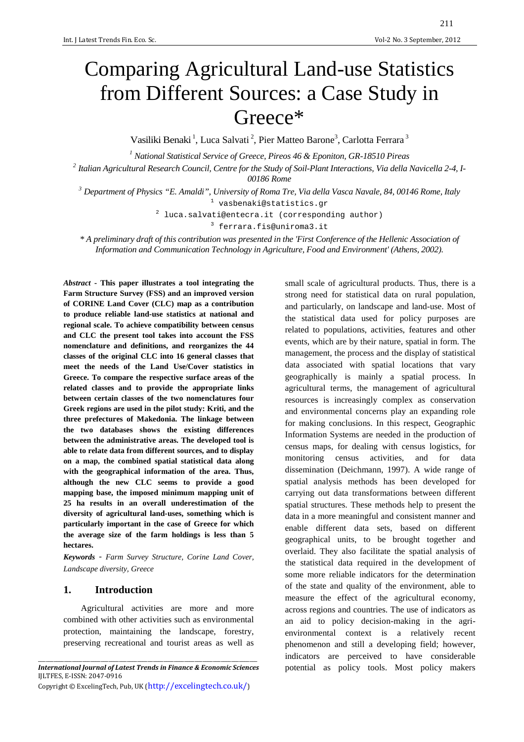# Comparing Agricultural Land-use Statistics from Different Sources: a Case Study in Greece*

Vasiliki Benaki [1], Luca Salvati [2], Pier Matteo Barone [3], Carlotta Ferrara [3]

[1] *National Statistical Service of Greece, Pireos 46 & Eponiton, GR-18510 Pireas*

[2] *Italian Agricultural Research Council, Centre for the Study of Soil-Plant Interactions, Via della Navicella 2-4, I-00186 Rome*

[3] *Department of Physics "E. Amaldi", University of Roma Tre, Via della Vasca Navale, 84, 00146 Rome, Italy*

[1] vasbenaki@statistics.gr

[2] luca.salvati@entecra.it (corresponding author)

[3] ferrara.fis@uniroma3.it

*\* A preliminary draft of this contribution was presented in the 'First Conference of the Hellenic Association of Information and Communication Technology in Agriculture, Food and Environment' (Athens, 2002).*

***Abstract*** - **This paper illustrates a tool integrating the Farm Structure Survey (FSS) and an improved version of CORINE Land Cover (CLC) map as a contribution to produce reliable land-use statistics at national and regional scale. To achieve compatibility between census and CLC the present tool takes into account the FSS nomenclature and definitions, and reorganizes the 44 classes of the original CLC into 16 general classes that meet the needs of the Land Use/Cover statistics in Greece. To compare the respective surface areas of the related classes and to provide the appropriate links between certain classes of the two nomenclatures four Greek regions are used in the pilot study: Kriti, and the three prefectures of Makedonia. The linkage between the two databases shows the existing differences between the administrative areas. The developed tool is able to relate data from different sources, and to display on a map, the combined spatial statistical data along with the geographical information of the area. Thus, although the new CLC seems to provide a good mapping base, the imposed minimum mapping unit of 25 ha results in an overall underestimation of the diversity of agricultural land-uses, something which is particularly important in the case of Greece for which the average size of the farm holdings is less than 5 hectares.**

***Keywords*** - *Farm Survey Structure, Corine Land Cover, Landscape diversity, Greece*

## 1. Introduction

Agricultural activities are more and more combined with other activities such as environmental protection, maintaining the landscape, forestry, preserving recreational and tourist areas as well as small scale of agricultural products. Thus, there is a strong need for statistical data on rural population, and particularly, on landscape and land-use. Most of the statistical data used for policy purposes are related to populations, activities, features and other events, which are by their nature, spatial in form. The management, the process and the display of statistical data associated with spatial locations that vary geographically is mainly a spatial process. In agricultural terms, the management of agricultural resources is increasingly complex as conservation and environmental concerns play an expanding role for making conclusions. In this respect, Geographic Information Systems are needed in the production of census maps, for dealing with census logistics, for monitoring census activities, and for data dissemination (Deichmann, 1997). A wide range of spatial analysis methods has been developed for carrying out data transformations between different spatial structures. These methods help to present the data in a more meaningful and consistent manner and enable different data sets, based on different geographical units, to be brought together and overlaid. They also facilitate the spatial analysis of the statistical data required in the development of some more reliable indicators for the determination of the state and quality of the environment, able to measure the effect of the agricultural economy, across regions and countries. The use of indicators as an aid to policy decision-making in the agri-environmental context is a relatively recent phenomenon and still a developing field; however, indicators are perceived to have considerable potential as policy tools. Most policy makers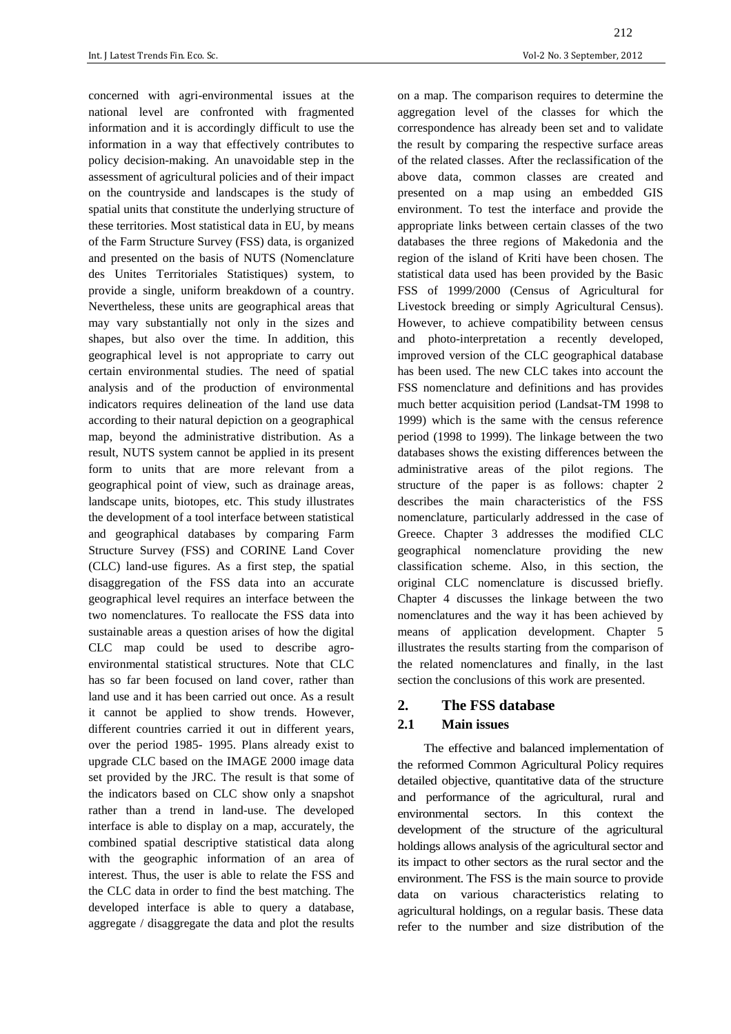concerned with agri-environmental issues at the national level are confronted with fragmented information and it is accordingly difficult to use the information in a way that effectively contributes to policy decision-making. An unavoidable step in the assessment of agricultural policies and of their impact on the countryside and landscapes is the study of spatial units that constitute the underlying structure of these territories. Most statistical data in EU, by means of the Farm Structure Survey (FSS) data, is organized and presented on the basis of NUTS (Nomenclature des Unites Territoriales Statistiques) system, to provide a single, uniform breakdown of a country. Nevertheless, these units are geographical areas that may vary substantially not only in the sizes and shapes, but also over the time. In addition, this geographical level is not appropriate to carry out certain environmental studies. The need of spatial analysis and of the production of environmental indicators requires delineation of the land use data according to their natural depiction on a geographical map, beyond the administrative distribution. As a result, NUTS system cannot be applied in its present form to units that are more relevant from a geographical point of view, such as drainage areas, landscape units, biotopes, etc. This study illustrates the development of a tool interface between statistical and geographical databases by comparing Farm Structure Survey (FSS) and CORINE Land Cover (CLC) land-use figures. As a first step, the spatial disaggregation of the FSS data into an accurate geographical level requires an interface between the two nomenclatures. To reallocate the FSS data into sustainable areas a question arises of how the digital CLC map could be used to describe agro-environmental statistical structures. Note that CLC has so far been focused on land cover, rather than land use and it has been carried out once. As a result it cannot be applied to show trends. However, different countries carried it out in different years, over the period 1985- 1995. Plans already exist to upgrade CLC based on the IMAGE 2000 image data set provided by the JRC. The result is that some of the indicators based on CLC show only a snapshot rather than a trend in land-use. The developed interface is able to display on a map, accurately, the combined spatial descriptive statistical data along with the geographic information of an area of interest. Thus, the user is able to relate the FSS and the CLC data in order to find the best matching. The developed interface is able to query a database, aggregate / disaggregate the data and plot the results on a map. The comparison requires to determine the aggregation level of the classes for which the correspondence has already been set and to validate the result by comparing the respective surface areas of the related classes. After the reclassification of the above data, common classes are created and presented on a map using an embedded GIS environment. To test the interface and provide the appropriate links between certain classes of the two databases the three regions of Makedonia and the region of the island of Kriti have been chosen. The statistical data used has been provided by the Basic FSS of 1999/2000 (Census of Agricultural for Livestock breeding or simply Agricultural Census). However, to achieve compatibility between census and photo-interpretation a recently developed, improved version of the CLC geographical database has been used. The new CLC takes into account the FSS nomenclature and definitions and has provides much better acquisition period (Landsat-TM 1998 to 1999) which is the same with the census reference period (1998 to 1999). The linkage between the two databases shows the existing differences between the administrative areas of the pilot regions. The structure of the paper is as follows: chapter 2 describes the main characteristics of the FSS nomenclature, particularly addressed in the case of Greece. Chapter 3 addresses the modified CLC geographical nomenclature providing the new classification scheme. Also, in this section, the original CLC nomenclature is discussed briefly. Chapter 4 discusses the linkage between the two nomenclatures and the way it has been achieved by means of application development. Chapter 5 illustrates the results starting from the comparison of the related nomenclatures and finally, in the last section the conclusions of this work are presented.

## 2. The FSS database

### 2.1 Main issues

The effective and balanced implementation of the reformed Common Agricultural Policy requires detailed objective, quantitative data of the structure and performance of the agricultural, rural and environmental sectors. In this context the development of the structure of the agricultural holdings allows analysis of the agricultural sector and its impact to other sectors as the rural sector and the environment. The FSS is the main source to provide data on various characteristics relating to agricultural holdings, on a regular basis. These data refer to the number and size distribution of the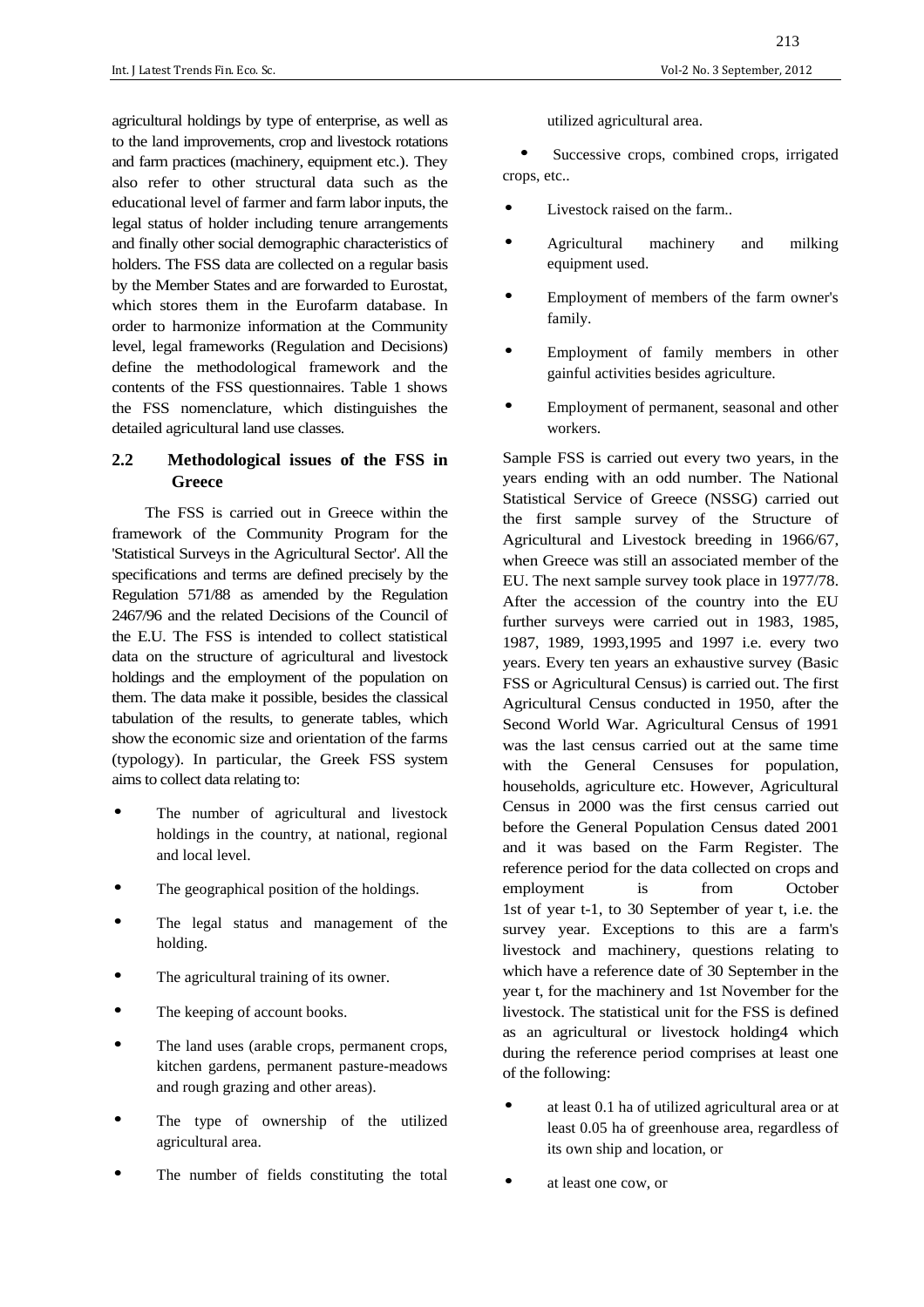agricultural holdings by type of enterprise, as well as to the land improvements, crop and livestock rotations and farm practices (machinery, equipment etc.). They also refer to other structural data such as the educational level of farmer and farm labor inputs, the legal status of holder including tenure arrangements and finally other social demographic characteristics of holders. The FSS data are collected on a regular basis by the Member States and are forwarded to Eurostat, which stores them in the Eurofarm database. In order to harmonize information at the Community level, legal frameworks (Regulation and Decisions) define the methodological framework and the contents of the FSS questionnaires. Table 1 shows the FSS nomenclature, which distinguishes the detailed agricultural land use classes.

## 2.2 Methodological issues of the FSS in Greece

The FSS is carried out in Greece within the framework of the Community Program for the 'Statistical Surveys in the Agricultural Sector'. All the specifications and terms are defined precisely by the Regulation 571/88 as amended by the Regulation 2467/96 and the related Decisions of the Council of the E.U. The FSS is intended to collect statistical data on the structure of agricultural and livestock holdings and the employment of the population on them. The data make it possible, besides the classical tabulation of the results, to generate tables, which show the economic size and orientation of the farms (typology). In particular, the Greek FSS system aims to collect data relating to:

- The number of agricultural and livestock holdings in the country, at national, regional and local level.
- The geographical position of the holdings.
- The legal status and management of the holding.
- The agricultural training of its owner.
- The keeping of account books.
- The land uses (arable crops, permanent crops, kitchen gardens, permanent pasture-meadows and rough grazing and other areas).
- The type of ownership of the utilized agricultural area.
- The number of fields constituting the total utilized agricultural area.
- Successive crops, combined crops, irrigated crops, etc..
- Livestock raised on the farm..
- Agricultural machinery and milking equipment used.
- Employment of members of the farm owner's family.
- Employment of family members in other gainful activities besides agriculture.
- Employment of permanent, seasonal and other workers.

Sample FSS is carried out every two years, in the years ending with an odd number. The National Statistical Service of Greece (NSSG) carried out the first sample survey of the Structure of Agricultural and Livestock breeding in 1966/67, when Greece was still an associated member of the EU. The next sample survey took place in 1977/78. After the accession of the country into the EU further surveys were carried out in 1983, 1985, 1987, 1989, 1993,1995 and 1997 i.e. every two years. Every ten years an exhaustive survey (Basic FSS or Agricultural Census) is carried out. The first Agricultural Census conducted in 1950, after the Second World War. Agricultural Census of 1991 was the last census carried out at the same time with the General Censuses for population, households, agriculture etc. However, Agricultural Census in 2000 was the first census carried out before the General Population Census dated 2001 and it was based on the Farm Register. The reference period for the data collected on crops and employment is from October 1st of year t-1, to 30 September of year t, i.e. the survey year. Exceptions to this are a farm's livestock and machinery, questions relating to which have a reference date of 30 September in the year t, for the machinery and 1st November for the livestock. The statistical unit for the FSS is defined as an agricultural or livestock holding4 which during the reference period comprises at least one of the following:

- at least 0.1 ha of utilized agricultural area or at least 0.05 ha of greenhouse area, regardless of its own ship and location, or
- at least one cow, or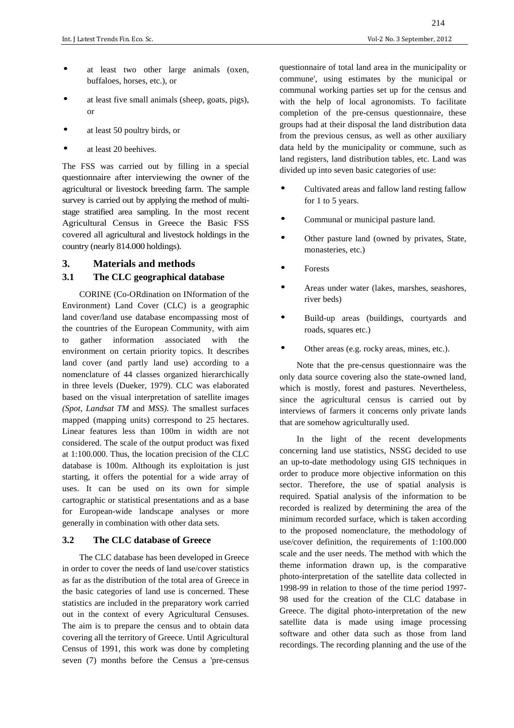- at least two other large animals (oxen, buffaloes, horses, etc.), or
- at least five small animals (sheep, goats, pigs), or
- at least 50 poultry birds, or
- at least 20 beehives.

The FSS was carried out by filling in a special questionnaire after interviewing the owner of the agricultural or livestock breeding farm. The sample survey is carried out by applying the method of multi-stage stratified area sampling. In the most recent Agricultural Census in Greece the Basic FSS covered all agricultural and livestock holdings in the country (nearly 814.000 holdings).

## 3. Materials and methods

### 3.1 The CLC geographical database

CORINE (Co-ORdination on INformation of the Environment) Land Cover (CLC) is a geographic land cover/land use database encompassing most of the countries of the European Community, with aim to gather information associated with the environment on certain priority topics. It describes land cover (and partly land use) according to a nomenclature of 44 classes organized hierarchically in three levels (Dueker, 1979). CLC was elaborated based on the visual interpretation of satellite images *(Spot, Landsat TM* and *MSS).* The smallest surfaces mapped (mapping units) correspond to 25 hectares. Linear features less than 100m in width are not considered. The scale of the output product was fixed at 1:100.000. Thus, the location precision of the CLC database is 100m. Although its exploitation is just starting, it offers the potential for a wide array of uses. It can be used on its own for simple cartographic or statistical presentations and as a base for European-wide landscape analyses or more generally in combination with other data sets.

### 3.2 The CLC database of Greece

The CLC database has been developed in Greece in order to cover the needs of land use/cover statistics as far as the distribution of the total area of Greece in the basic categories of land use is concerned. These statistics are included in the preparatory work carried out in the context of every Agricultural Censuses. The aim is to prepare the census and to obtain data covering all the territory of Greece. Until Agricultural Census of 1991, this work was done by completing seven (7) months before the Census a 'pre-census questionnaire of total land area in the municipality or commune', using estimates by the municipal or communal working parties set up for the census and with the help of local agronomists. To facilitate completion of the pre-census questionnaire, these groups had at their disposal the land distribution data from the previous census, as well as other auxiliary data held by the municipality or commune, such as land registers, land distribution tables, etc. Land was divided up into seven basic categories of use:

- Cultivated areas and fallow land resting fallow for 1 to 5 years.
- Communal or municipal pasture land.
- Other pasture land (owned by privates, State, monasteries, etc.)
- Forests
- Areas under water (lakes, marshes, seashores, river beds)
- Build-up areas (buildings, courtyards and roads, squares etc.)
- Other areas (e.g. rocky areas, mines, etc.).

Note that the pre-census questionnaire was the only data source covering also the state-owned land, which is mostly, forest and pastures. Nevertheless, since the agricultural census is carried out by interviews of farmers it concerns only private lands that are somehow agriculturally used.

In the light of the recent developments concerning land use statistics, NSSG decided to use an up-to-date methodology using GIS techniques in order to produce more objective information on this sector. Therefore, the use of spatial analysis is required. Spatial analysis of the information to be recorded is realized by determining the area of the minimum recorded surface, which is taken according to the proposed nomenclature, the methodology of use/cover definition, the requirements of 1:100.000 scale and the user needs. The method with which the theme information drawn up, is the comparative photo-interpretation of the satellite data collected in 1998-99 in relation to those of the time period 1997-98 used for the creation of the CLC database in Greece. The digital photo-interpretation of the new satellite data is made using image processing software and other data such as those from land recordings. The recording planning and the use of the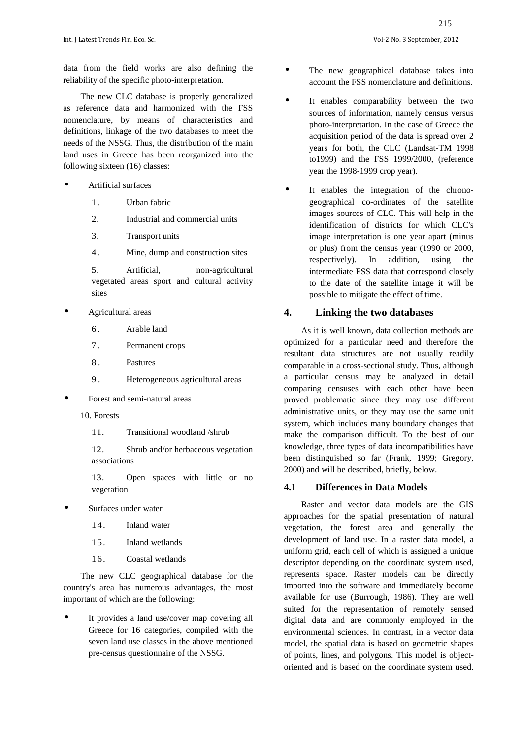data from the field works are also defining the reliability of the specific photo-interpretation.

The new CLC database is properly generalized as reference data and harmonized with the FSS nomenclature, by means of characteristics and definitions, linkage of the two databases to meet the needs of the NSSG. Thus, the distribution of the main land uses in Greece has been reorganized into the following sixteen (16) classes:

- Artificial surfaces
  1. Urban fabric
  2. Industrial and commercial units
  3. Transport units
  4. Mine, dump and construction sites
  5. Artificial, non-agricultural vegetated areas sport and cultural activity sites
- Agricultural areas
  6. Arable land
  7. Permanent crops
  8. Pastures
  9. Heterogeneous agricultural areas
- Forest and semi-natural areas
  10. Forests
  11. Transitional woodland /shrub
  12. Shrub and/or herbaceous vegetation associations
  13. Open spaces with little or no vegetation
- Surfaces under water
  14. Inland water
  15. Inland wetlands
  16. Coastal wetlands

The new CLC geographical database for the country's area has numerous advantages, the most important of which are the following:

- It provides a land use/cover map covering all Greece for 16 categories, compiled with the seven land use classes in the above mentioned pre-census questionnaire of the NSSG.
- The new geographical database takes into account the FSS nomenclature and definitions.
- It enables comparability between the two sources of information, namely census versus photo-interpretation. In the case of Greece the acquisition period of the data is spread over 2 years for both, the CLC (Landsat-TM 1998 to1999) and the FSS 1999/2000, (reference year the 1998-1999 crop year).
- It enables the integration of the chrono-geographical co-ordinates of the satellite images sources of CLC. This will help in the identification of districts for which CLC's image interpretation is one year apart (minus or plus) from the census year (1990 or 2000, respectively). In addition, using the intermediate FSS data that correspond closely to the date of the satellite image it will be possible to mitigate the effect of time.

## 4. Linking the two databases

As it is well known, data collection methods are optimized for a particular need and therefore the resultant data structures are not usually readily comparable in a cross-sectional study. Thus, although a particular census may be analyzed in detail comparing censuses with each other have been proved problematic since they may use different administrative units, or they may use the same unit system, which includes many boundary changes that make the comparison difficult. To the best of our knowledge, three types of data incompatibilities have been distinguished so far (Frank, 1999; Gregory, 2000) and will be described, briefly, below.

### 4.1 Differences in Data Models

Raster and vector data models are the GIS approaches for the spatial presentation of natural vegetation, the forest area and generally the development of land use. In a raster data model, a uniform grid, each cell of which is assigned a unique descriptor depending on the coordinate system used, represents space. Raster models can be directly imported into the software and immediately become available for use (Burrough, 1986). They are well suited for the representation of remotely sensed digital data and are commonly employed in the environmental sciences. In contrast, in a vector data model, the spatial data is based on geometric shapes of points, lines, and polygons. This model is object-oriented and is based on the coordinate system used.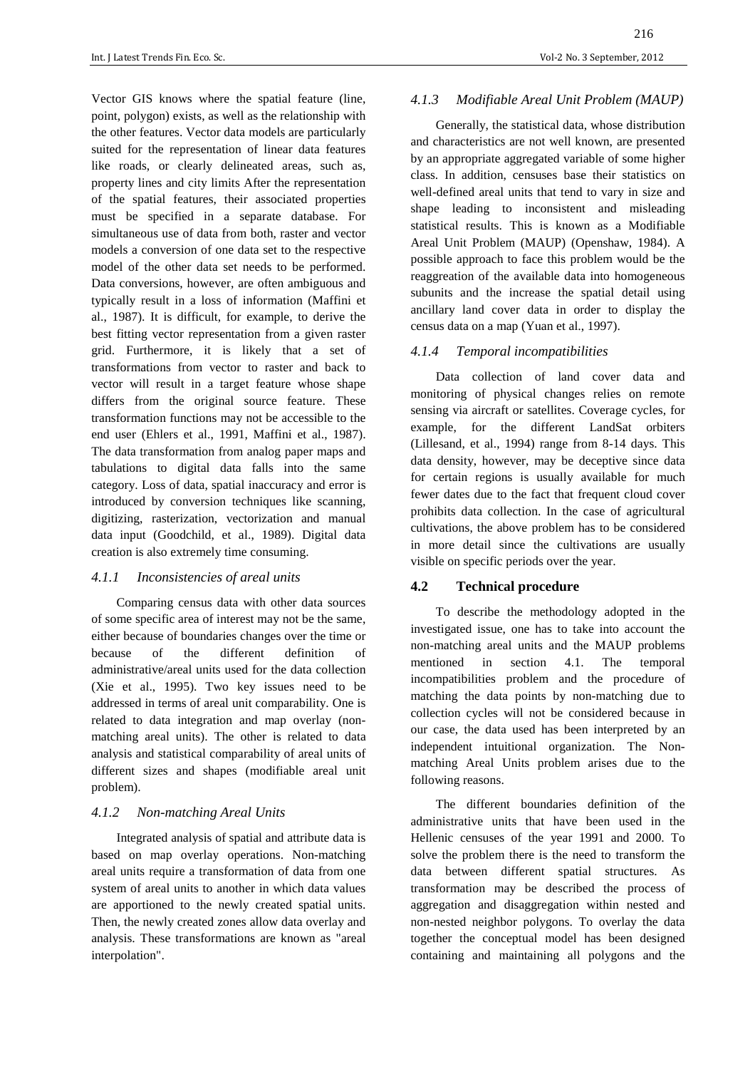Vector GIS knows where the spatial feature (line, point, polygon) exists, as well as the relationship with the other features. Vector data models are particularly suited for the representation of linear data features like roads, or clearly delineated areas, such as, property lines and city limits After the representation of the spatial features, their associated properties must be specified in a separate database. For simultaneous use of data from both, raster and vector models a conversion of one data set to the respective model of the other data set needs to be performed. Data conversions, however, are often ambiguous and typically result in a loss of information (Maffini et al., 1987). It is difficult, for example, to derive the best fitting vector representation from a given raster grid. Furthermore, it is likely that a set of transformations from vector to raster and back to vector will result in a target feature whose shape differs from the original source feature. These transformation functions may not be accessible to the end user (Ehlers et al., 1991, Maffini et al., 1987). The data transformation from analog paper maps and tabulations to digital data falls into the same category. Loss of data, spatial inaccuracy and error is introduced by conversion techniques like scanning, digitizing, rasterization, vectorization and manual data input (Goodchild, et al., 1989). Digital data creation is also extremely time consuming.

### *4.1.1 Inconsistencies of areal units*

Comparing census data with other data sources of some specific area of interest may not be the same, either because of boundaries changes over the time or because of the different definition of administrative/areal units used for the data collection (Xie et al., 1995). Two key issues need to be addressed in terms of areal unit comparability. One is related to data integration and map overlay (non-matching areal units). The other is related to data analysis and statistical comparability of areal units of different sizes and shapes (modifiable areal unit problem).

### *4.1.2 Non-matching Areal Units*

Integrated analysis of spatial and attribute data is based on map overlay operations. Non-matching areal units require a transformation of data from one system of areal units to another in which data values are apportioned to the newly created spatial units. Then, the newly created zones allow data overlay and analysis. These transformations are known as "areal interpolation".

### *4.1.3 Modifiable Areal Unit Problem (MAUP)*

Generally, the statistical data, whose distribution and characteristics are not well known, are presented by an appropriate aggregated variable of some higher class. In addition, censuses base their statistics on well-defined areal units that tend to vary in size and shape leading to inconsistent and misleading statistical results. This is known as a Modifiable Areal Unit Problem (MAUP) (Openshaw, 1984). A possible approach to face this problem would be the reaggreation of the available data into homogeneous subunits and the increase the spatial detail using ancillary land cover data in order to display the census data on a map (Yuan et al., 1997).

### *4.1.4 Temporal incompatibilities*

Data collection of land cover data and monitoring of physical changes relies on remote sensing via aircraft or satellites. Coverage cycles, for example, for the different LandSat orbiters (Lillesand, et al., 1994) range from 8-14 days. This data density, however, may be deceptive since data for certain regions is usually available for much fewer dates due to the fact that frequent cloud cover prohibits data collection. In the case of agricultural cultivations, the above problem has to be considered in more detail since the cultivations are usually visible on specific periods over the year.

## **4.2 Technical procedure**

To describe the methodology adopted in the investigated issue, one has to take into account the non-matching areal units and the MAUP problems mentioned in section 4.1. The temporal incompatibilities problem and the procedure of matching the data points by non-matching due to collection cycles will not be considered because in our case, the data used has been interpreted by an independent intuitional organization. The Non-matching Areal Units problem arises due to the following reasons.

The different boundaries definition of the administrative units that have been used in the Hellenic censuses of the year 1991 and 2000. To solve the problem there is the need to transform the data between different spatial structures. As transformation may be described the process of aggregation and disaggregation within nested and non-nested neighbor polygons. To overlay the data together the conceptual model has been designed containing and maintaining all polygons and the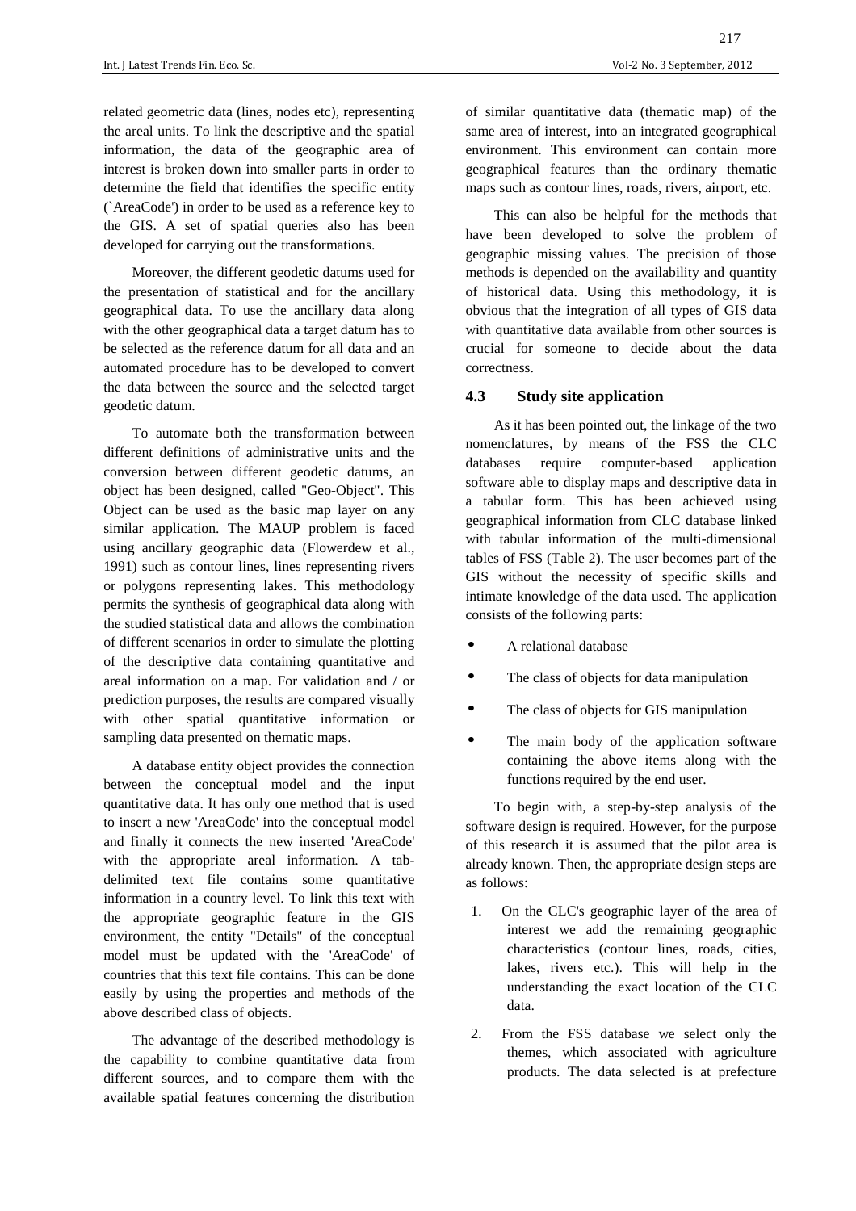related geometric data (lines, nodes etc), representing the areal units. To link the descriptive and the spatial information, the data of the geographic area of interest is broken down into smaller parts in order to determine the field that identifies the specific entity (`AreaCode') in order to be used as a reference key to the GIS. A set of spatial queries also has been developed for carrying out the transformations.

Moreover, the different geodetic datums used for the presentation of statistical and for the ancillary geographical data. To use the ancillary data along with the other geographical data a target datum has to be selected as the reference datum for all data and an automated procedure has to be developed to convert the data between the source and the selected target geodetic datum.

To automate both the transformation between different definitions of administrative units and the conversion between different geodetic datums, an object has been designed, called "Geo-Object". This Object can be used as the basic map layer on any similar application. The MAUP problem is faced using ancillary geographic data (Flowerdew et al., 1991) such as contour lines, lines representing rivers or polygons representing lakes. This methodology permits the synthesis of geographical data along with the studied statistical data and allows the combination of different scenarios in order to simulate the plotting of the descriptive data containing quantitative and areal information on a map. For validation and / or prediction purposes, the results are compared visually with other spatial quantitative information or sampling data presented on thematic maps.

A database entity object provides the connection between the conceptual model and the input quantitative data. It has only one method that is used to insert a new 'AreaCode' into the conceptual model and finally it connects the new inserted 'AreaCode' with the appropriate areal information. A tab-delimited text file contains some quantitative information in a country level. To link this text with the appropriate geographic feature in the GIS environment, the entity "Details" of the conceptual model must be updated with the 'AreaCode' of countries that this text file contains. This can be done easily by using the properties and methods of the above described class of objects.

The advantage of the described methodology is the capability to combine quantitative data from different sources, and to compare them with the available spatial features concerning the distribution of similar quantitative data (thematic map) of the same area of interest, into an integrated geographical environment. This environment can contain more geographical features than the ordinary thematic maps such as contour lines, roads, rivers, airport, etc.

This can also be helpful for the methods that have been developed to solve the problem of geographic missing values. The precision of those methods is depended on the availability and quantity of historical data. Using this methodology, it is obvious that the integration of all types of GIS data with quantitative data available from other sources is crucial for someone to decide about the data correctness.

### 4.3 Study site application

As it has been pointed out, the linkage of the two nomenclatures, by means of the FSS the CLC databases require computer-based application software able to display maps and descriptive data in a tabular form. This has been achieved using geographical information from CLC database linked with tabular information of the multi-dimensional tables of FSS (Table 2). The user becomes part of the GIS without the necessity of specific skills and intimate knowledge of the data used. The application consists of the following parts:

- A relational database
- The class of objects for data manipulation
- The class of objects for GIS manipulation
- The main body of the application software containing the above items along with the functions required by the end user.

To begin with, a step-by-step analysis of the software design is required. However, for the purpose of this research it is assumed that the pilot area is already known. Then, the appropriate design steps are as follows:

1. On the CLC's geographic layer of the area of interest we add the remaining geographic characteristics (contour lines, roads, cities, lakes, rivers etc.). This will help in the understanding the exact location of the CLC data.
2. From the FSS database we select only the themes, which associated with agriculture products. The data selected is at prefecture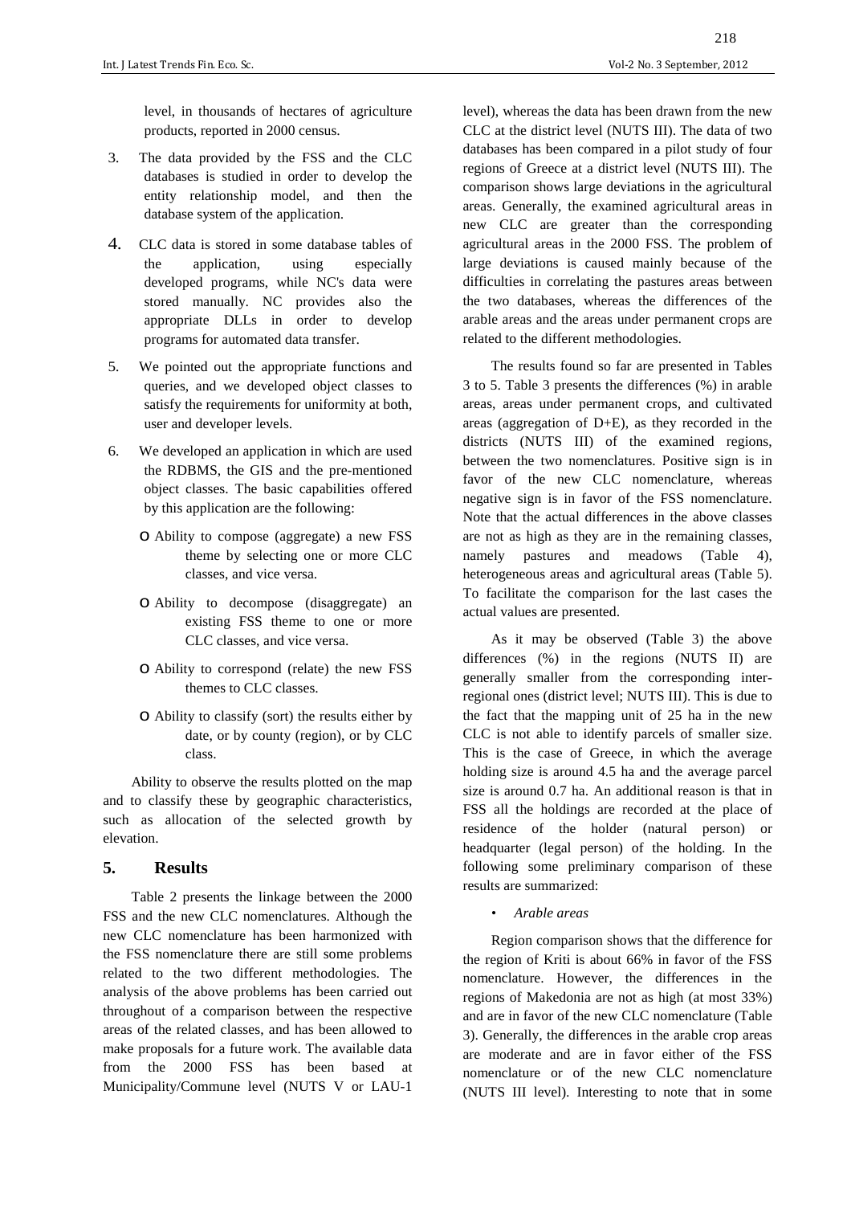level, in thousands of hectares of agriculture products, reported in 2000 census.

3. The data provided by the FSS and the CLC databases is studied in order to develop the entity relationship model, and then the database system of the application.

4. CLC data is stored in some database tables of the application, using especially developed programs, while NC's data were stored manually. NC provides also the appropriate DLLs in order to develop programs for automated data transfer.

5. We pointed out the appropriate functions and queries, and we developed object classes to satisfy the requirements for uniformity at both, user and developer levels.

6. We developed an application in which are used the RDBMS, the GIS and the pre-mentioned object classes. The basic capabilities offered by this application are the following:

   - Ability to compose (aggregate) a new FSS theme by selecting one or more CLC classes, and vice versa.
   - Ability to decompose (disaggregate) an existing FSS theme to one or more CLC classes, and vice versa.
   - Ability to correspond (relate) the new FSS themes to CLC classes.
   - Ability to classify (sort) the results either by date, or by county (region), or by CLC class.

Ability to observe the results plotted on the map and to classify these by geographic characteristics, such as allocation of the selected growth by elevation.

## 5. Results

Table 2 presents the linkage between the 2000 FSS and the new CLC nomenclatures. Although the new CLC nomenclature has been harmonized with the FSS nomenclature there are still some problems related to the two different methodologies. The analysis of the above problems has been carried out throughout of a comparison between the respective areas of the related classes, and has been allowed to make proposals for a future work. The available data from the 2000 FSS has been based at Municipality/Commune level (NUTS V or LAU-1 level), whereas the data has been drawn from the new CLC at the district level (NUTS III). The data of two databases has been compared in a pilot study of four regions of Greece at a district level (NUTS III). The comparison shows large deviations in the agricultural areas. Generally, the examined agricultural areas in new CLC are greater than the corresponding agricultural areas in the 2000 FSS. The problem of large deviations is caused mainly because of the difficulties in correlating the pastures areas between the two databases, whereas the differences of the arable areas and the areas under permanent crops are related to the different methodologies.

The results found so far are presented in Tables 3 to 5. Table 3 presents the differences (%) in arable areas, areas under permanent crops, and cultivated areas (aggregation of D+E), as they recorded in the districts (NUTS III) of the examined regions, between the two nomenclatures. Positive sign is in favor of the new CLC nomenclature, whereas negative sign is in favor of the FSS nomenclature. Note that the actual differences in the above classes are not as high as they are in the remaining classes, namely pastures and meadows (Table 4), heterogeneous areas and agricultural areas (Table 5). To facilitate the comparison for the last cases the actual values are presented.

As it may be observed (Table 3) the above differences (%) in the regions (NUTS II) are generally smaller from the corresponding inter-regional ones (district level; NUTS III). This is due to the fact that the mapping unit of 25 ha in the new CLC is not able to identify parcels of smaller size. This is the case of Greece, in which the average holding size is around 4.5 ha and the average parcel size is around 0.7 ha. An additional reason is that in FSS all the holdings are recorded at the place of residence of the holder (natural person) or headquarter (legal person) of the holding. In the following some preliminary comparison of these results are summarized:

- *Arable areas*

Region comparison shows that the difference for the region of Kriti is about 66% in favor of the FSS nomenclature. However, the differences in the regions of Makedonia are not as high (at most 33%) and are in favor of the new CLC nomenclature (Table 3). Generally, the differences in the arable crop areas are moderate and are in favor either of the FSS nomenclature or of the new CLC nomenclature (NUTS III level). Interesting to note that in some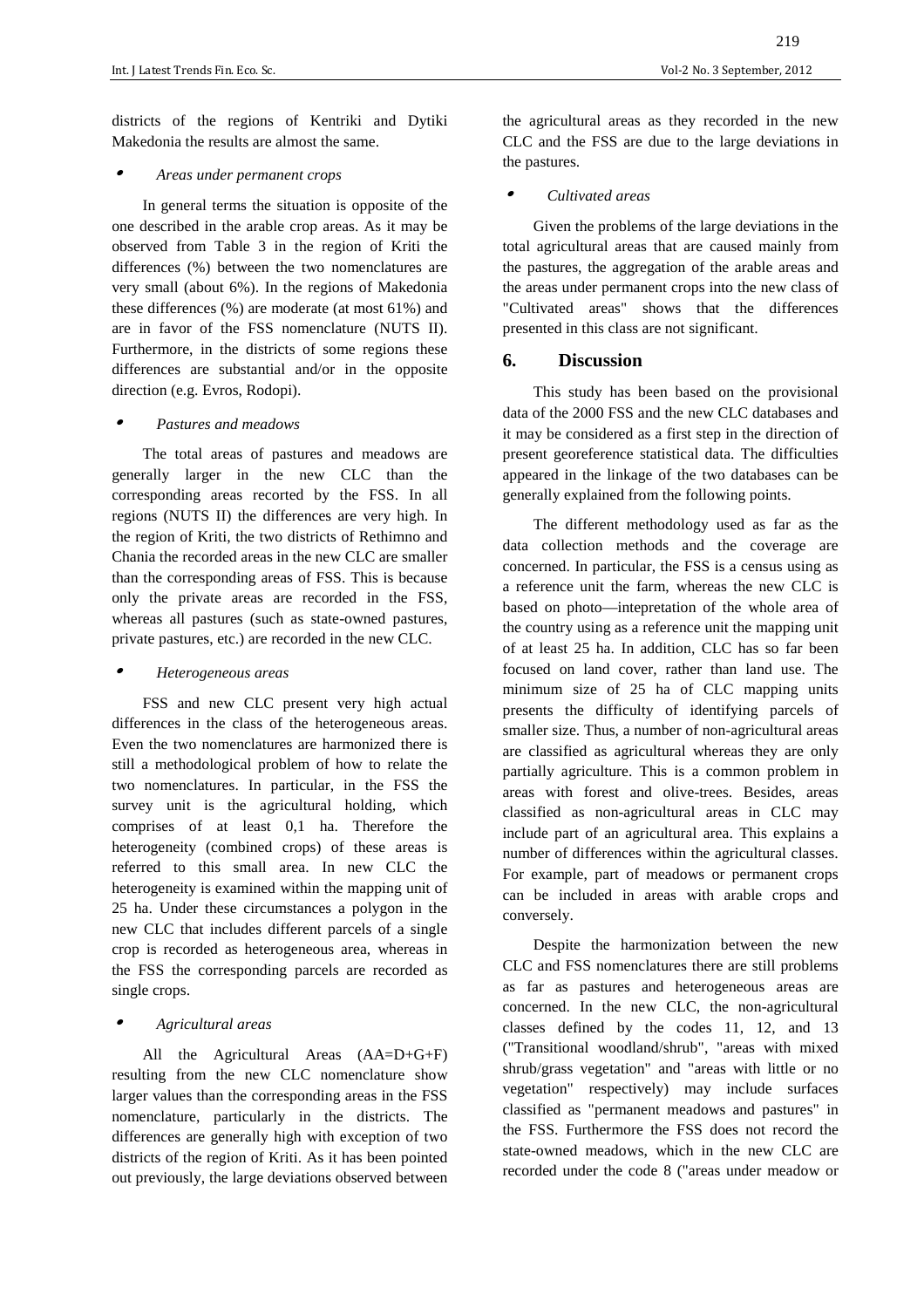districts of the regions of Kentriki and Dytiki Makedonia the results are almost the same.

- *Areas under permanent crops*

In general terms the situation is opposite of the one described in the arable crop areas. As it may be observed from Table 3 in the region of Kriti the differences (%) between the two nomenclatures are very small (about 6%). In the regions of Makedonia these differences (%) are moderate (at most 61%) and are in favor of the FSS nomenclature (NUTS II). Furthermore, in the districts of some regions these differences are substantial and/or in the opposite direction (e.g. Evros, Rodopi).

- *Pastures and meadows*

The total areas of pastures and meadows are generally larger in the new CLC than the corresponding areas recorted by the FSS. In all regions (NUTS II) the differences are very high. In the region of Kriti, the two districts of Rethimno and Chania the recorded areas in the new CLC are smaller than the corresponding areas of FSS. This is because only the private areas are recorded in the FSS, whereas all pastures (such as state-owned pastures, private pastures, etc.) are recorded in the new CLC.

- *Heterogeneous areas*

FSS and new CLC present very high actual differences in the class of the heterogeneous areas. Even the two nomenclatures are harmonized there is still a methodological problem of how to relate the two nomenclatures. In particular, in the FSS the survey unit is the agricultural holding, which comprises of at least 0,1 ha. Therefore the heterogeneity (combined crops) of these areas is referred to this small area. In new CLC the heterogeneity is examined within the mapping unit of 25 ha. Under these circumstances a polygon in the new CLC that includes different parcels of a single crop is recorded as heterogeneous area, whereas in the FSS the corresponding parcels are recorded as single crops.

- *Agricultural areas*

All the Agricultural Areas (AA=D+G+F) resulting from the new CLC nomenclature show larger values than the corresponding areas in the FSS nomenclature, particularly in the districts. The differences are generally high with exception of two districts of the region of Kriti. As it has been pointed out previously, the large deviations observed between the agricultural areas as they recorded in the new CLC and the FSS are due to the large deviations in the pastures.

- *Cultivated areas*

Given the problems of the large deviations in the total agricultural areas that are caused mainly from the pastures, the aggregation of the arable areas and the areas under permanent crops into the new class of "Cultivated areas" shows that the differences presented in this class are not significant.

## 6. Discussion

This study has been based on the provisional data of the 2000 FSS and the new CLC databases and it may be considered as a first step in the direction of present georeference statistical data. The difficulties appeared in the linkage of the two databases can be generally explained from the following points.

The different methodology used as far as the data collection methods and the coverage are concerned. In particular, the FSS is a census using as a reference unit the farm, whereas the new CLC is based on photo—intepretation of the whole area of the country using as a reference unit the mapping unit of at least 25 ha. In addition, CLC has so far been focused on land cover, rather than land use. The minimum size of 25 ha of CLC mapping units presents the difficulty of identifying parcels of smaller size. Thus, a number of non-agricultural areas are classified as agricultural whereas they are only partially agriculture. This is a common problem in areas with forest and olive-trees. Besides, areas classified as non-agricultural areas in CLC may include part of an agricultural area. This explains a number of differences within the agricultural classes. For example, part of meadows or permanent crops can be included in areas with arable crops and conversely.

Despite the harmonization between the new CLC and FSS nomenclatures there are still problems as far as pastures and heterogeneous areas are concerned. In the new CLC, the non-agricultural classes defined by the codes 11, 12, and 13 ("Transitional woodland/shrub", "areas with mixed shrub/grass vegetation" and "areas with little or no vegetation" respectively) may include surfaces classified as "permanent meadows and pastures" in the FSS. Furthermore the FSS does not record the state-owned meadows, which in the new CLC are recorded under the code 8 ("areas under meadow or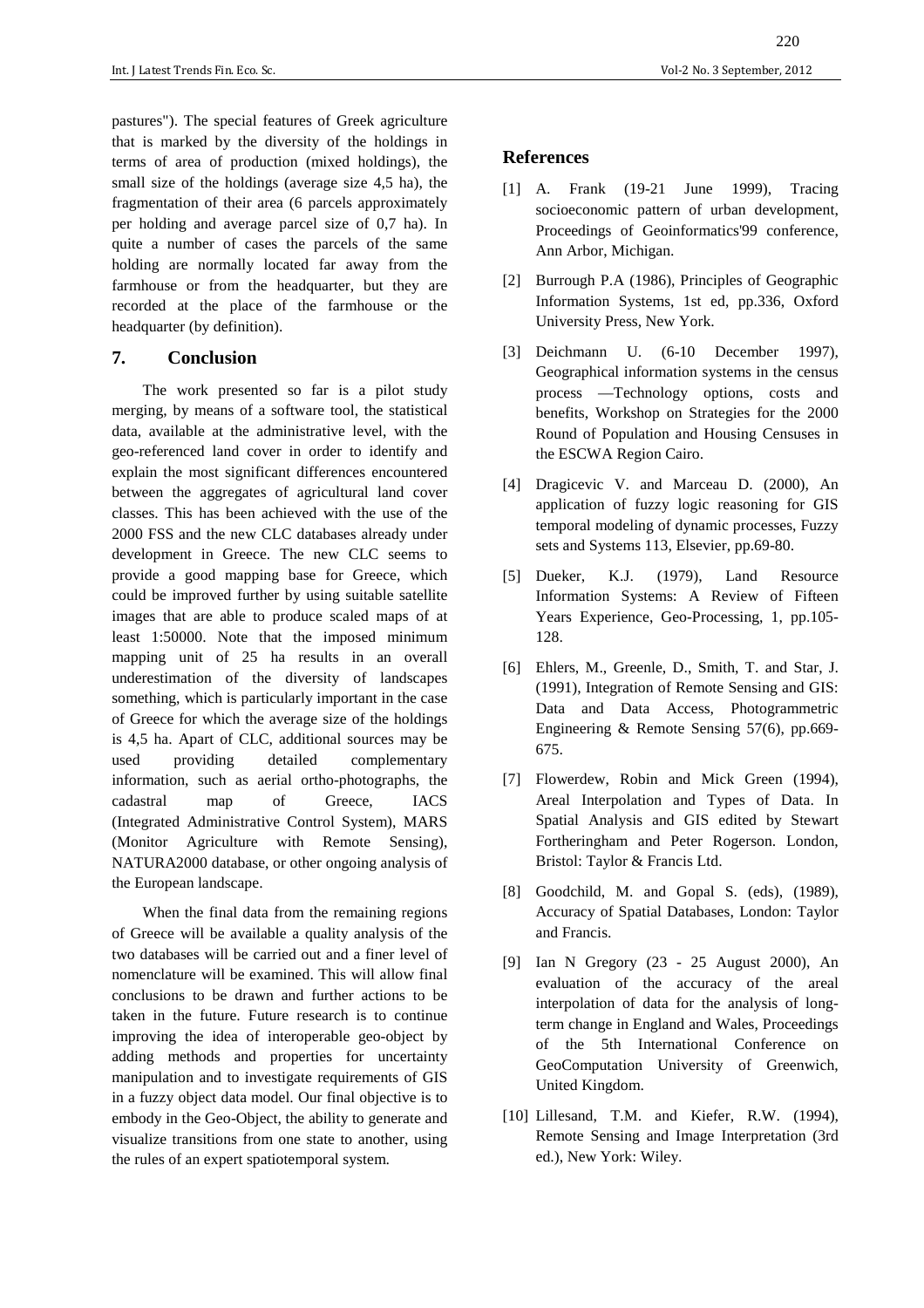pastures"). The special features of Greek agriculture that is marked by the diversity of the holdings in terms of area of production (mixed holdings), the small size of the holdings (average size 4,5 ha), the fragmentation of their area (6 parcels approximately per holding and average parcel size of 0,7 ha). In quite a number of cases the parcels of the same holding are normally located far away from the farmhouse or from the headquarter, but they are recorded at the place of the farmhouse or the headquarter (by definition).

## 7. Conclusion

The work presented so far is a pilot study merging, by means of a software tool, the statistical data, available at the administrative level, with the geo-referenced land cover in order to identify and explain the most significant differences encountered between the aggregates of agricultural land cover classes. This has been achieved with the use of the 2000 FSS and the new CLC databases already under development in Greece. The new CLC seems to provide a good mapping base for Greece, which could be improved further by using suitable satellite images that are able to produce scaled maps of at least 1:50000. Note that the imposed minimum mapping unit of 25 ha results in an overall underestimation of the diversity of landscapes something, which is particularly important in the case of Greece for which the average size of the holdings is 4,5 ha. Apart of CLC, additional sources may be used providing detailed complementary information, such as aerial ortho-photographs, the cadastral map of Greece, IACS (Integrated Administrative Control System), MARS (Monitor Agriculture with Remote Sensing), NATURA2000 database, or other ongoing analysis of the European landscape.

When the final data from the remaining regions of Greece will be available a quality analysis of the two databases will be carried out and a finer level of nomenclature will be examined. This will allow final conclusions to be drawn and further actions to be taken in the future. Future research is to continue improving the idea of interoperable geo-object by adding methods and properties for uncertainty manipulation and to investigate requirements of GIS in a fuzzy object data model. Our final objective is to embody in the Geo-Object, the ability to generate and visualize transitions from one state to another, using the rules of an expert spatiotemporal system.

## References

[1] A. Frank (19-21 June 1999), Tracing socioeconomic pattern of urban development, Proceedings of Geoinformatics'99 conference, Ann Arbor, Michigan.

[2] Burrough P.A (1986), Principles of Geographic Information Systems, 1st ed, pp.336, Oxford University Press, New York.

[3] Deichmann U. (6-10 December 1997), Geographical information systems in the census process —Technology options, costs and benefits, Workshop on Strategies for the 2000 Round of Population and Housing Censuses in the ESCWA Region Cairo.

[4] Dragicevic V. and Marceau D. (2000), An application of fuzzy logic reasoning for GIS temporal modeling of dynamic processes, Fuzzy sets and Systems 113, Elsevier, pp.69-80.

[5] Dueker, K.J. (1979), Land Resource Information Systems: A Review of Fifteen Years Experience, Geo-Processing, 1, pp.105-128.

[6] Ehlers, M., Greenle, D., Smith, T. and Star, J. (1991), Integration of Remote Sensing and GIS: Data and Data Access, Photogrammetric Engineering & Remote Sensing 57(6), pp.669-675.

[7] Flowerdew, Robin and Mick Green (1994), Areal Interpolation and Types of Data. In Spatial Analysis and GIS edited by Stewart Fortheringham and Peter Rogerson. London, Bristol: Taylor & Francis Ltd.

[8] Goodchild, M. and Gopal S. (eds), (1989), Accuracy of Spatial Databases, London: Taylor and Francis.

[9] Ian N Gregory (23 - 25 August 2000), An evaluation of the accuracy of the areal interpolation of data for the analysis of long-term change in England and Wales, Proceedings of the 5th International Conference on GeoComputation University of Greenwich, United Kingdom.

[10] Lillesand, T.M. and Kiefer, R.W. (1994), Remote Sensing and Image Interpretation (3rd ed.), New York: Wiley.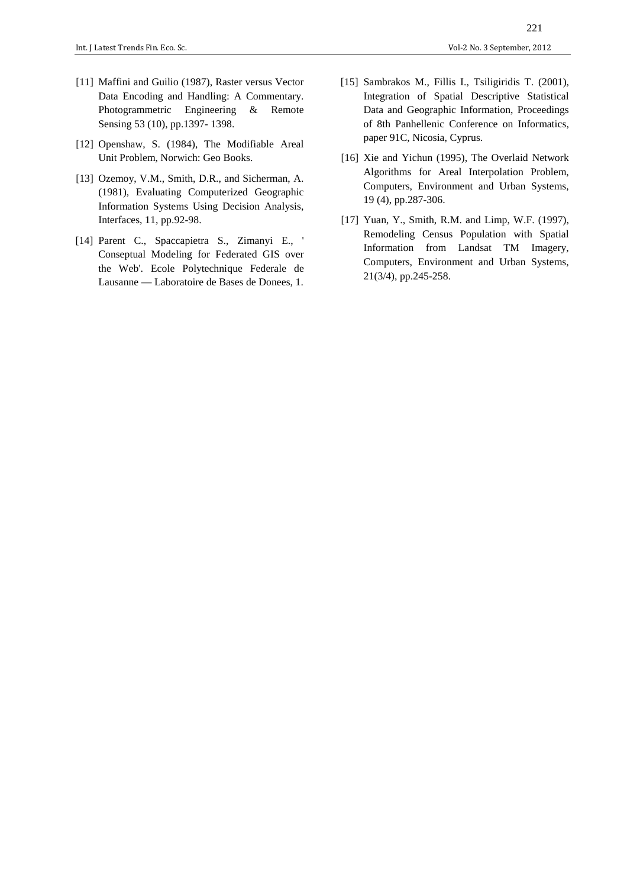[11] Maffini and Guilio (1987), Raster versus Vector Data Encoding and Handling: A Commentary. Photogrammetric Engineering & Remote Sensing 53 (10), pp.1397- 1398.

[12] Openshaw, S. (1984), The Modifiable Areal Unit Problem, Norwich: Geo Books.

[13] Ozemoy, V.M., Smith, D.R., and Sicherman, A. (1981), Evaluating Computerized Geographic Information Systems Using Decision Analysis, Interfaces, 11, pp.92-98.

[14] Parent C., Spaccapietra S., Zimanyi E., ' Conseptual Modeling for Federated GIS over the Web'. Ecole Polytechnique Federale de Lausanne — Laboratoire de Bases de Donees, 1.

[15] Sambrakos M., Fillis I., Tsiligiridis T. (2001), Integration of Spatial Descriptive Statistical Data and Geographic Information, Proceedings of 8th Panhellenic Conference on Informatics, paper 91C, Nicosia, Cyprus.

[16] Xie and Yichun (1995), The Overlaid Network Algorithms for Areal Interpolation Problem, Computers, Environment and Urban Systems, 19 (4), pp.287-306.

[17] Yuan, Y., Smith, R.M. and Limp, W.F. (1997), Remodeling Census Population with Spatial Information from Landsat TM Imagery, Computers, Environment and Urban Systems, 21(3/4), pp.245-258.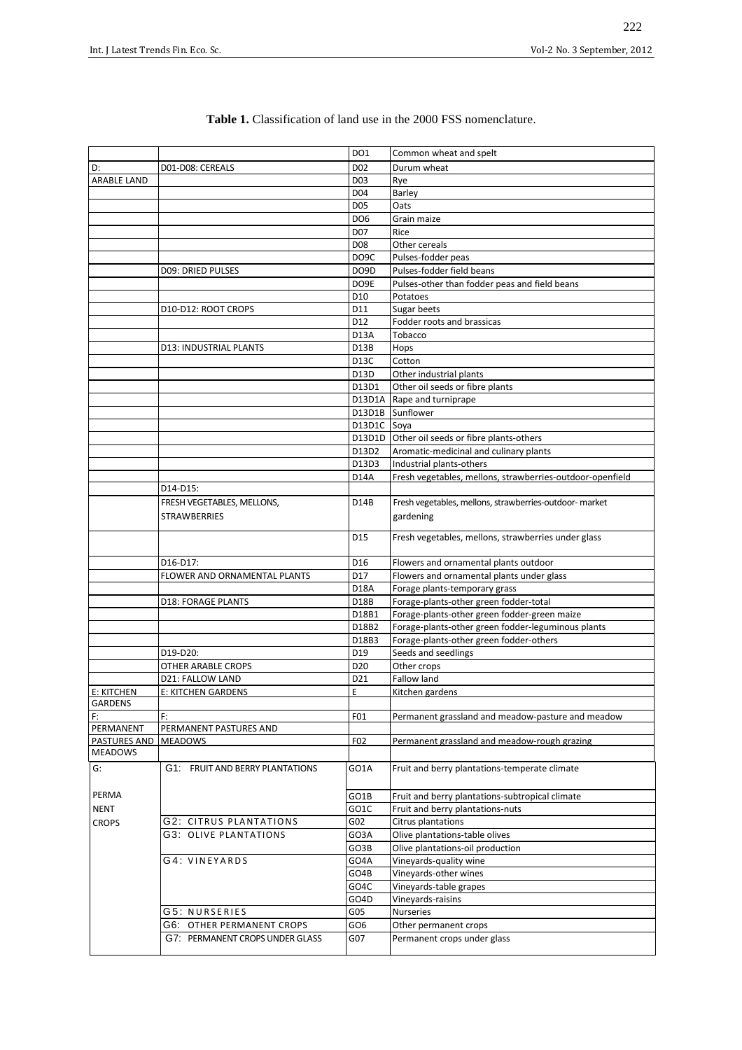**Table 1.** Classification of land use in the 2000 FSS nomenclature.

| | | | |
|---|---|---|---|
| | | DO1 | Common wheat and spelt |
| D: | D01-D08: CEREALS | D02 | Durum wheat |
| ARABLE LAND | | D03 | Rye |
| | | D04 | Barley |
| | | D05 | Oats |
| | | DO6 | Grain maize |
| | | D07 | Rice |
| | | D08 | Other cereals |
| | | DO9C | Pulses-fodder peas |
| | D09: DRIED PULSES | DO9D | Pulses-fodder field beans |
| | | DO9E | Pulses-other than fodder peas and field beans |
| | | D10 | Potatoes |
| | D10-D12: ROOT CROPS | D11 | Sugar beets |
| | | D12 | Fodder roots and brassicas |
| | | D13A | Tobacco |
| | D13: INDUSTRIAL PLANTS | D13B | Hops |
| | | D13C | Cotton |
| | | D13D | Other industrial plants |
| | | D13D1 | Other oil seeds or fibre plants |
| | | D13D1A | Rape and turniprape |
| | | D13D1B | Sunflower |
| | | D13D1C | Soya |
| | | D13D1D | Other oil seeds or fibre plants-others |
| | | D13D2 | Aromatic-medicinal and culinary plants |
| | | D13D3 | Industrial plants-others |
| | | D14A | Fresh vegetables, mellons, strawberries-outdoor-openfield |
| | D14-D15: | | |
| | FRESH VEGETABLES, MELLONS, STRAWBERRIES | D14B | Fresh vegetables, mellons, strawberries-outdoor- market gardening |
| | | D15 | Fresh vegetables, mellons, strawberries under glass |
| | D16-D17: | D16 | Flowers and ornamental plants outdoor |
| | FLOWER AND ORNAMENTAL PLANTS | D17 | Flowers and ornamental plants under glass |
| | | D18A | Forage plants-temporary grass |
| | D18: FORAGE PLANTS | D18B | Forage-plants-other green fodder-total |
| | | D18B1 | Forage-plants-other green fodder-green maize |
| | | D18B2 | Forage-plants-other green fodder-leguminous plants |
| | | D18B3 | Forage-plants-other green fodder-others |
| | D19-D20: | D19 | Seeds and seedlings |
| | OTHER ARABLE CROPS | D20 | Other crops |
| | D21: FALLOW LAND | D21 | Fallow land |
| E: KITCHEN GARDENS | E: KITCHEN GARDENS | E | Kitchen gardens |
| F: PERMANENT PASTURES AND MEADOWS | F: PERMANENT PASTURES AND MEADOWS | F01 | Permanent grassland and meadow-pasture and meadow |
| | | F02 | Permanent grassland and meadow-rough grazing |
| G: PERMANENT CROPS | G1: FRUIT AND BERRY PLANTATIONS | GO1A | Fruit and berry plantations-temperate climate |
| | | GO1B | Fruit and berry plantations-subtropical climate |
| | | GO1C | Fruit and berry plantations-nuts |
| | G2: CITRUS PLANTATIONS | G02 | Citrus plantations |
| | G3: OLIVE PLANTATIONS | GO3A | Olive plantations-table olives |
| | | GO3B | Olive plantations-oil production |
| | G4: VINEYARDS | GO4A | Vineyards-quality wine |
| | | GO4B | Vineyards-other wines |
| | | GO4C | Vineyards-table grapes |
| | | GO4D | Vineyards-raisins |
| | G5: NURSERIES | G05 | Nurseries |
| | G6: OTHER PERMANENT CROPS | GO6 | Other permanent crops |
| | G7: PERMANENT CROPS UNDER GLASS | G07 | Permanent crops under glass |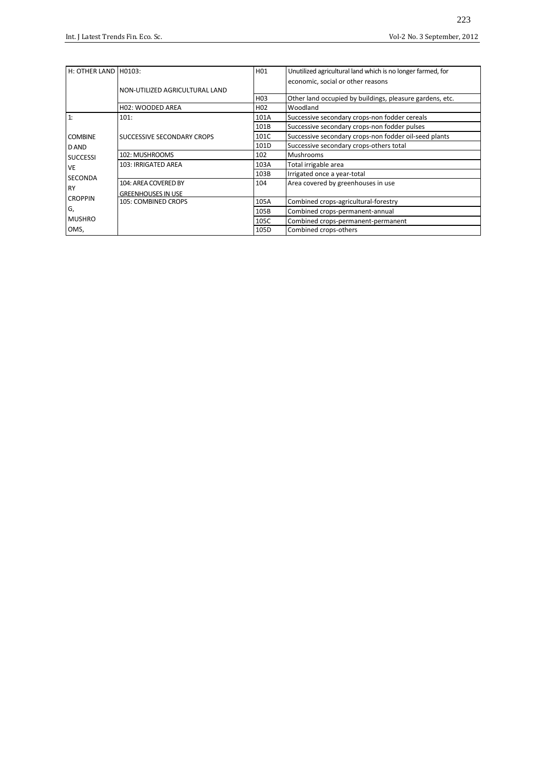| H: OTHER LAND | H0103: NON-UTILIZED AGRICULTURAL LAND | H01 | Unutilized agricultural land which is no longer farmed, for economic, social or other reasons |
|---|---|---|---|
| | | H03 | Other land occupied by buildings, pleasure gardens, etc. |
| | H02: WOODED AREA | H02 | Woodland |
| 1: COMBINED AND SUCCESSIVE SECONDARY CROPPING, MUSHROOMS, | 101: SUCCESSIVE SECONDARY CROPS | 101A | Successive secondary crops-non fodder cereals |
| | | 101B | Successive secondary crops-non fodder pulses |
| | | 101C | Successive secondary crops-non fodder oil-seed plants |
| | | 101D | Successive secondary crops-others total |
| | 102: MUSHROOMS | 102 | Mushrooms |
| | 103: IRRIGATED AREA | 103A | Total irrigable area |
| | | 103B | Irrigated once a year-total |
| | 104: AREA COVERED BY GREENHOUSES IN USE | 104 | Area covered by greenhouses in use |
| | 105: COMBINED CROPS | 105A | Combined crops-agricultural-forestry |
| | | 105B | Combined crops-permanent-annual |
| | | 105C | Combined crops-permanent-permanent |
| | | 105D | Combined crops-others |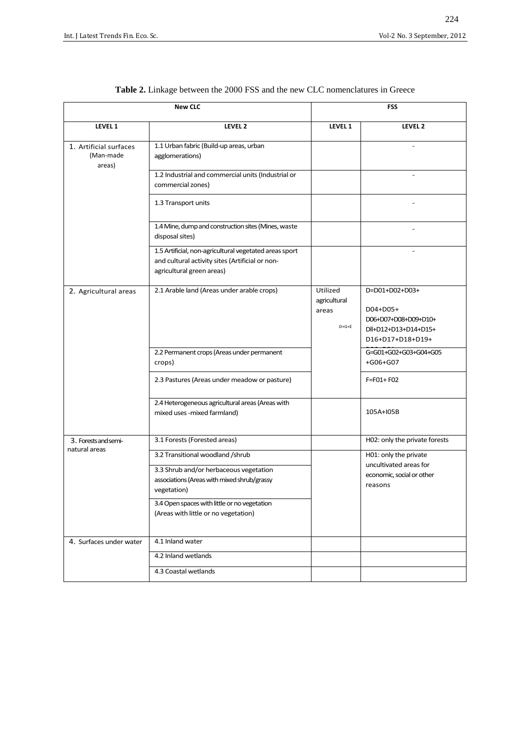**Table 2.** Linkage between the 2000 FSS and the new CLC nomenclatures in Greece

| New CLC | | FSS | |
|---|---|---|---|
| **LEVEL 1** | **LEVEL 2** | **LEVEL 1** | **LEVEL 2** |
| 1. Artificial surfaces (Man-made areas) | 1.1 Urban fabric (Build-up areas, urban agglomerations) | | - |
| | 1.2 Industrial and commercial units (Industrial or commercial zones) | | - |
| | 1.3 Transport units | | - |
| | 1.4 Mine, dump and construction sites (Mines, waste disposal sites) | | - |
| | 1.5 Artificial, non-agricultural vegetated areas sport and cultural activity sites (Artificial or non-agricultural green areas) | | - |
| 2. Agricultural areas | 2.1 Arable land (Areas under arable crops) | Utilized agricultural areas D+G+E | D=D01+D02+D03+ D04+D05+ D06+D07+D08+D09+D10+ Dll+D12+D13+D14+D15+ D16+D17+D18+D19+ |
| | 2.2 Permanent crops (Areas under permanent crops) | | G=G01+G02+G03+G04+G05 +G06+G07 |
| | 2.3 Pastures (Areas under meadow or pasture) | | F=F01+ F02 |
| | 2.4 Heterogeneous agricultural areas (Areas with mixed uses -mixed farmland) | | 105A+I05B |
| 3. Forests and semi-natural areas | 3.1 Forests (Forested areas) | | H02: only the private forests |
| | 3.2 Transitional woodland /shrub | | H01: only the private uncultivated areas for economic, social or other reasons |
| | 3.3 Shrub and/or herbaceous vegetation associations (Areas with mixed shrub/grassy vegetation) | | |
| | 3.4 Open spaces with little or no vegetation (Areas with little or no vegetation) | | |
| 4. Surfaces under water | 4.1 Inland water | | |
| | 4.2 Inland wetlands | | |
| | 4.3 Coastal wetlands | | |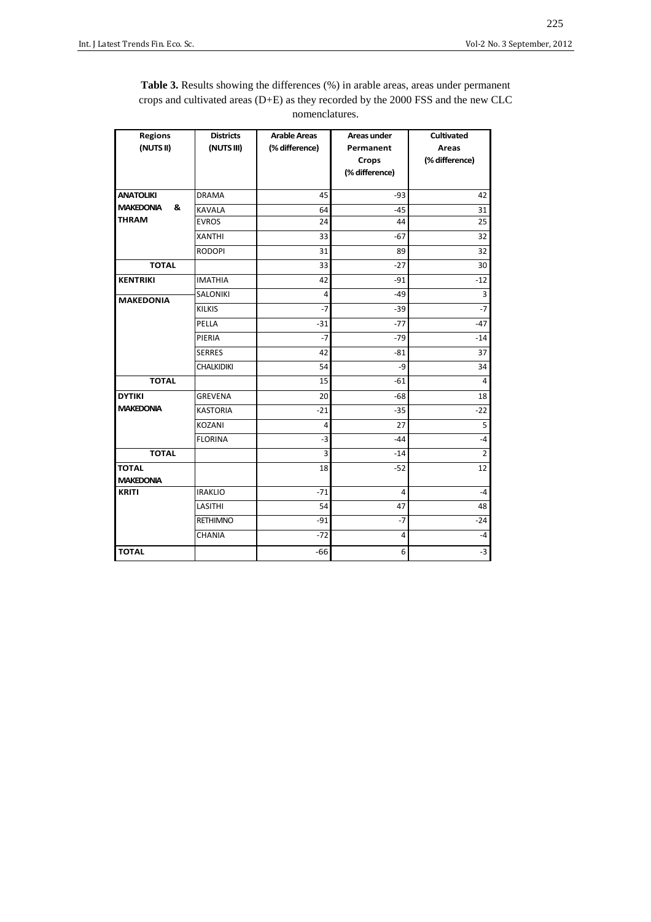**Table 3.** Results showing the differences (%) in arable areas, areas under permanent crops and cultivated areas (D+E) as they recorded by the 2000 FSS and the new CLC nomenclatures.

| Regions (NUTS II) | Districts (NUTS III) | Arable Areas (% difference) | Areas under Permanent Crops (% difference) | Cultivated Areas (% difference) |
|---|---|---|---|---|
| ANATOLIKI MAKEDONIA & THRAM | DRAMA | 45 | -93 | 42 |
| | KAVALA | 64 | -45 | 31 |
| | EVROS | 24 | 44 | 25 |
| | XANTHI | 33 | -67 | 32 |
| | RODOPI | 31 | 89 | 32 |
| TOTAL | | 33 | -27 | 30 |
| KENTRIKI MAKEDONIA | IMATHIA | 42 | -91 | -12 |
| | SALONIKI | 4 | -49 | 3 |
| | KILKIS | -7 | -39 | -7 |
| | PELLA | -31 | -77 | -47 |
| | PIERIA | -7 | -79 | -14 |
| | SERRES | 42 | -81 | 37 |
| | CHALKIDIKI | 54 | -9 | 34 |
| TOTAL | | 15 | -61 | 4 |
| DYTIKI MAKEDONIA | GREVENA | 20 | -68 | 18 |
| | KASTORIA | -21 | -35 | -22 |
| | KOZANI | 4 | 27 | 5 |
| | FLORINA | -3 | -44 | -4 |
| TOTAL | | 3 | -14 | 2 |
| TOTAL MAKEDONIA | | 18 | -52 | 12 |
| KRITI | IRAKLIO | -71 | 4 | -4 |
| | LASITHI | 54 | 47 | 48 |
| | RETHIMNO | -91 | -7 | -24 |
| | CHANIA | -72 | 4 | -4 |
| TOTAL | | -66 | 6 | -3 |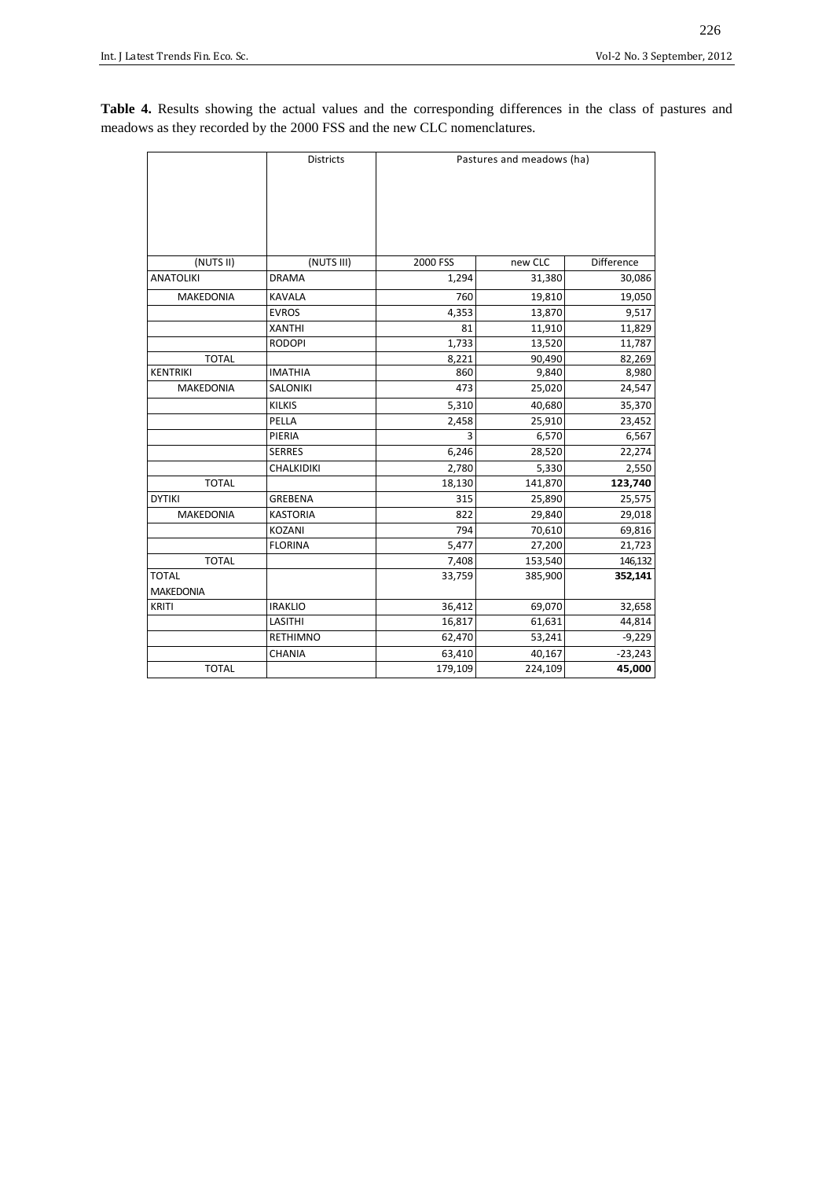**Table 4.** Results showing the actual values and the corresponding differences in the class of pastures and meadows as they recorded by the 2000 FSS and the new CLC nomenclatures.

| | Districts | Pastures and meadows (ha) | | |
|---|---|---|---|---|
| (NUTS II) | (NUTS III) | 2000 FSS | new CLC | Difference |
| ANATOLIKI | DRAMA | 1,294 | 31,380 | 30,086 |
| MAKEDONIA | KAVALA | 760 | 19,810 | 19,050 |
| | EVROS | 4,353 | 13,870 | 9,517 |
| | XANTHI | 81 | 11,910 | 11,829 |
| | RODOPI | 1,733 | 13,520 | 11,787 |
| TOTAL | | 8,221 | 90,490 | 82,269 |
| KENTRIKI | IMATHIA | 860 | 9,840 | 8,980 |
| MAKEDONIA | SALONIKI | 473 | 25,020 | 24,547 |
| | KILKIS | 5,310 | 40,680 | 35,370 |
| | PELLA | 2,458 | 25,910 | 23,452 |
| | PIERIA | 3 | 6,570 | 6,567 |
| | SERRES | 6,246 | 28,520 | 22,274 |
| | CHALKIDIKI | 2,780 | 5,330 | 2,550 |
| TOTAL | | 18,130 | 141,870 | **123,740** |
| DYTIKI | GREBENA | 315 | 25,890 | 25,575 |
| MAKEDONIA | KASTORIA | 822 | 29,840 | 29,018 |
| | KOZANI | 794 | 70,610 | 69,816 |
| | FLORINA | 5,477 | 27,200 | 21,723 |
| TOTAL | | 7,408 | 153,540 | 146,132 |
| TOTAL MAKEDONIA | | 33,759 | 385,900 | **352,141** |
| KRITI | IRAKLIO | 36,412 | 69,070 | 32,658 |
| | LASITHI | 16,817 | 61,631 | 44,814 |
| | RETHIMNO | 62,470 | 53,241 | -9,229 |
| | CHANIA | 63,410 | 40,167 | -23,243 |
| TOTAL | | 179,109 | 224,109 | **45,000** |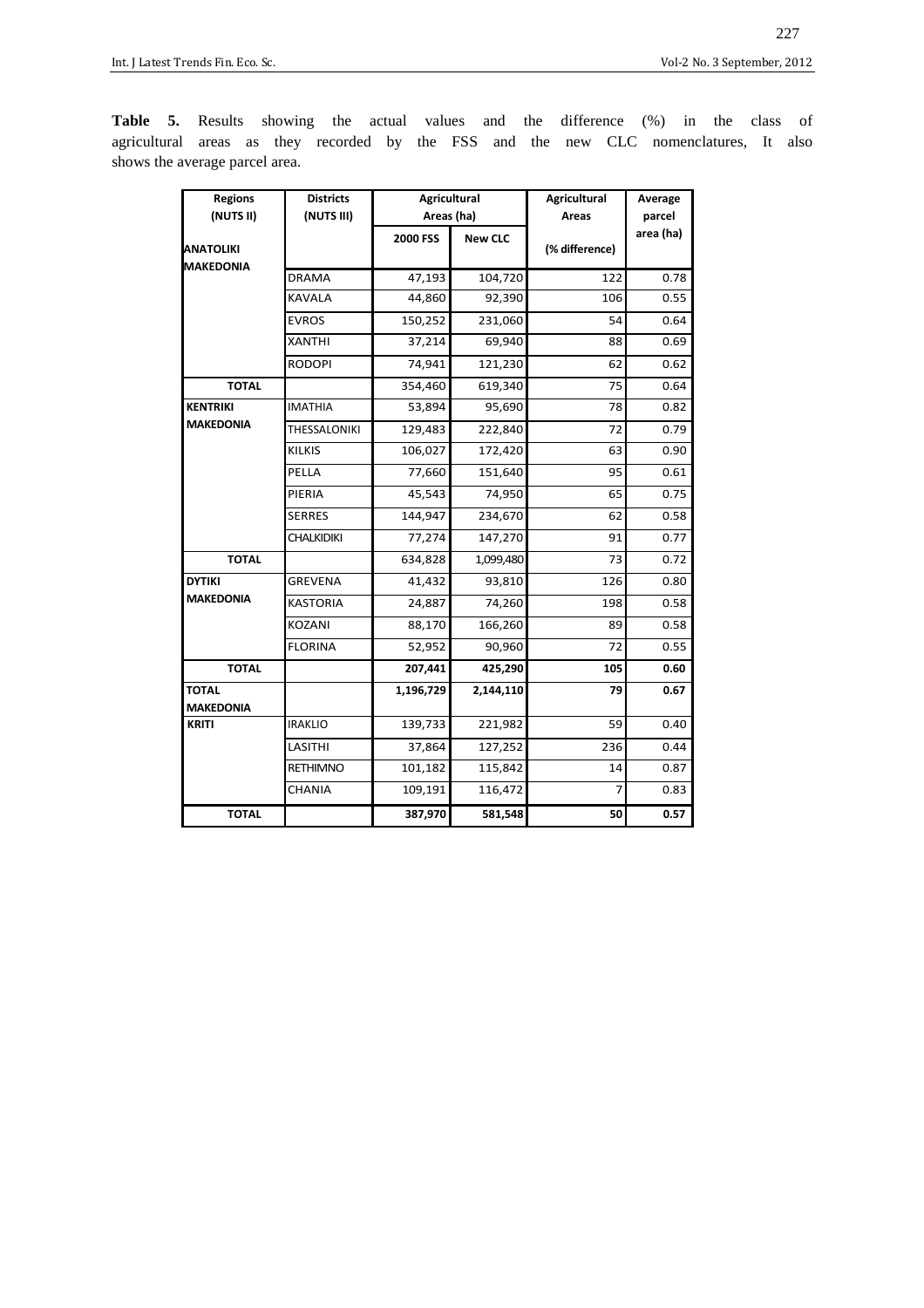**Table 5.** Results showing the actual values and the difference (%) in the class of agricultural areas as they recorded by the FSS and the new CLC nomenclatures, It also shows the average parcel area.

| Regions (NUTS II) | Districts (NUTS III) | Agricultural Areas (ha) | | Agricultural Areas | Average parcel area (ha) |
|---|---|---|---|---|---|
| | | 2000 FSS | New CLC | (% difference) | |
| ANATOLIKI MAKEDONIA | | | | | |
| | DRAMA | 47,193 | 104,720 | 122 | 0.78 |
| | KAVALA | 44,860 | 92,390 | 106 | 0.55 |
| | EVROS | 150,252 | 231,060 | 54 | 0.64 |
| | XANTHI | 37,214 | 69,940 | 88 | 0.69 |
| | RODOPI | 74,941 | 121,230 | 62 | 0.62 |
| TOTAL | | 354,460 | 619,340 | 75 | 0.64 |
| KENTRIKI MAKEDONIA | IMATHIA | 53,894 | 95,690 | 78 | 0.82 |
| | THESSALONIKI | 129,483 | 222,840 | 72 | 0.79 |
| | KILKIS | 106,027 | 172,420 | 63 | 0.90 |
| | PELLA | 77,660 | 151,640 | 95 | 0.61 |
| | PIERIA | 45,543 | 74,950 | 65 | 0.75 |
| | SERRES | 144,947 | 234,670 | 62 | 0.58 |
| | CHALKIDIKI | 77,274 | 147,270 | 91 | 0.77 |
| TOTAL | | 634,828 | 1,099,480 | 73 | 0.72 |
| DYTIKI MAKEDONIA | GREVENA | 41,432 | 93,810 | 126 | 0.80 |
| | KASTORIA | 24,887 | 74,260 | 198 | 0.58 |
| | KOZANI | 88,170 | 166,260 | 89 | 0.58 |
| | FLORINA | 52,952 | 90,960 | 72 | 0.55 |
| **TOTAL** | | **207,441** | **425,290** | **105** | **0.60** |
| **TOTAL MAKEDONIA** | | **1,196,729** | **2,144,110** | **79** | **0.67** |
| KRITI | IRAKLIO | 139,733 | 221,982 | 59 | 0.40 |
| | LASITHI | 37,864 | 127,252 | 236 | 0.44 |
| | RETHIMNO | 101,182 | 115,842 | 14 | 0.87 |
| | CHANIA | 109,191 | 116,472 | 7 | 0.83 |
| **TOTAL** | | **387,970** | **581,548** | **50** | **0.57** |